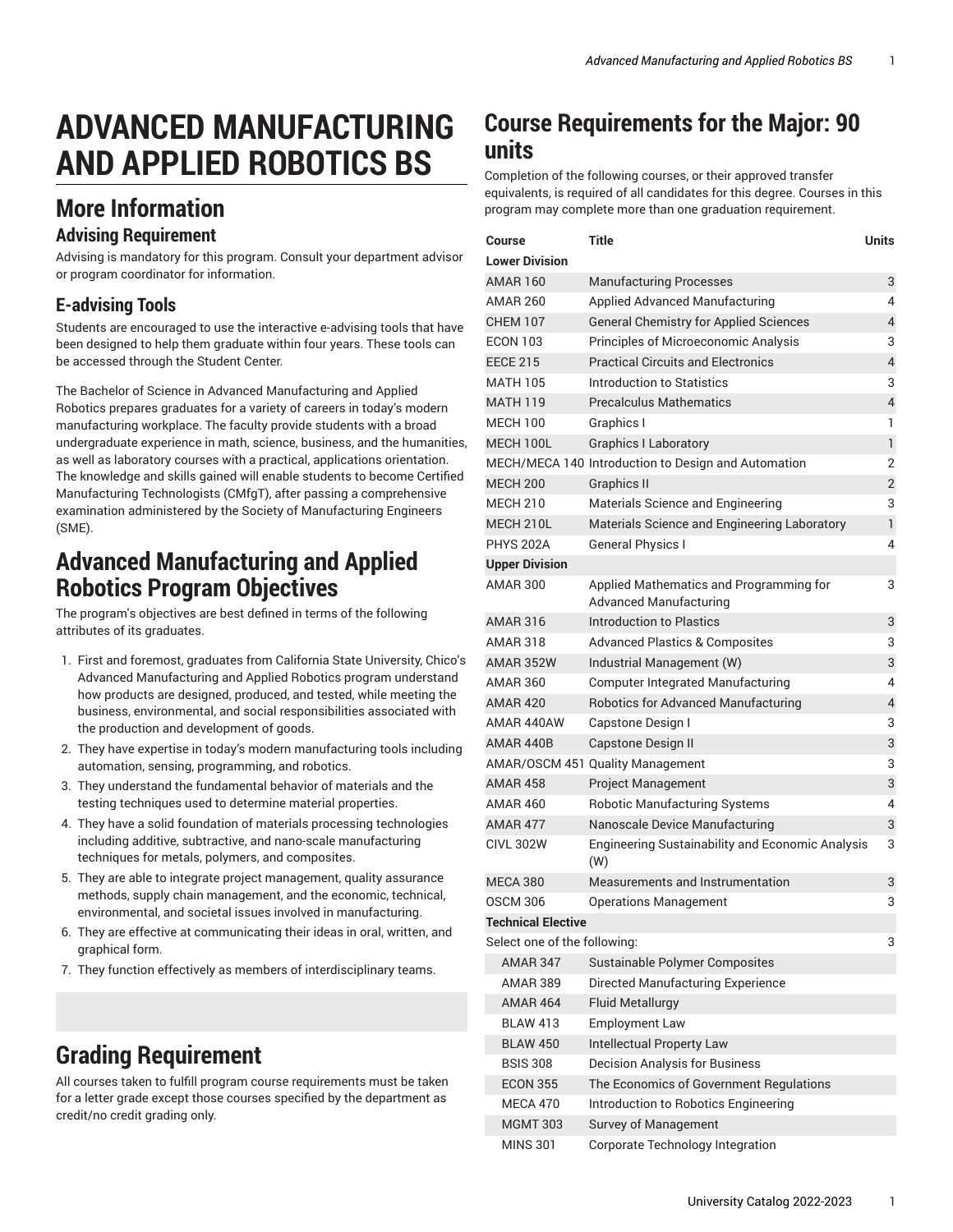# ADVANCED MANUFACTURING AND APPLIED ROBOTICS BS

## More Information

### Advising Requirement

Advising is mandatory for this program. Consult your department advisor or program coordinator for information.

### E-advising Tools

Students are encouraged to use the interactive e-advising tools that have been designed to help them graduate within four years. These tools can be accessed through the Student Center.

The Bachelor of Science in Advanced Manufacturing and Applied Robotics prepares graduates for a variety of careers in today's modern manufacturing workplace. The faculty provide students with a broad undergraduate experience in math, science, business, and the humanities, as well as laboratory courses with a practical, applications orientation. The knowledge and skills gained will enable students to become Certified Manufacturing Technologists (CMfgT), after passing a comprehensive examination administered by the Society of Manufacturing Engineers (SME).

## Advanced Manufacturing and Applied Robotics Program Objectives

The program's objectives are best defined in terms of the following attributes of its graduates.

1. First and foremost, graduates from California State University, Chico's Advanced Manufacturing and Applied Robotics program understand how products are designed, produced, and tested, while meeting the business, environmental, and social responsibilities associated with the production and development of goods.
2. They have expertise in today's modern manufacturing tools including automation, sensing, programming, and robotics.
3. They understand the fundamental behavior of materials and the testing techniques used to determine material properties.
4. They have a solid foundation of materials processing technologies including additive, subtractive, and nano-scale manufacturing techniques for metals, polymers, and composites.
5. They are able to integrate project management, quality assurance methods, supply chain management, and the economic, technical, environmental, and societal issues involved in manufacturing.
6. They are effective at communicating their ideas in oral, written, and graphical form.
7. They function effectively as members of interdisciplinary teams.

## Grading Requirement

All courses taken to fulfill program course requirements must be taken for a letter grade except those courses specified by the department as credit/no credit grading only.

## Course Requirements for the Major: 90 units

Completion of the following courses, or their approved transfer equivalents, is required of all candidates for this degree. Courses in this program may complete more than one graduation requirement.

| Course | Title | Units |
|---|---|---|
| **Lower Division** | | |
| AMAR 160 | Manufacturing Processes | 3 |
| AMAR 260 | Applied Advanced Manufacturing | 4 |
| CHEM 107 | General Chemistry for Applied Sciences | 4 |
| ECON 103 | Principles of Microeconomic Analysis | 3 |
| EECE 215 | Practical Circuits and Electronics | 4 |
| MATH 105 | Introduction to Statistics | 3 |
| MATH 119 | Precalculus Mathematics | 4 |
| MECH 100 | Graphics I | 1 |
| MECH 100L | Graphics I Laboratory | 1 |
| MECH/MECA 140 | Introduction to Design and Automation | 2 |
| MECH 200 | Graphics II | 2 |
| MECH 210 | Materials Science and Engineering | 3 |
| MECH 210L | Materials Science and Engineering Laboratory | 1 |
| PHYS 202A | General Physics I | 4 |
| **Upper Division** | | |
| AMAR 300 | Applied Mathematics and Programming for Advanced Manufacturing | 3 |
| AMAR 316 | Introduction to Plastics | 3 |
| AMAR 318 | Advanced Plastics & Composites | 3 |
| AMAR 352W | Industrial Management (W) | 3 |
| AMAR 360 | Computer Integrated Manufacturing | 4 |
| AMAR 420 | Robotics for Advanced Manufacturing | 4 |
| AMAR 440AW | Capstone Design I | 3 |
| AMAR 440B | Capstone Design II | 3 |
| AMAR/OSCM 451 | Quality Management | 3 |
| AMAR 458 | Project Management | 3 |
| AMAR 460 | Robotic Manufacturing Systems | 4 |
| AMAR 477 | Nanoscale Device Manufacturing | 3 |
| CIVL 302W | Engineering Sustainability and Economic Analysis (W) | 3 |
| MECA 380 | Measurements and Instrumentation | 3 |
| OSCM 306 | Operations Management | 3 |
| **Technical Elective** | | |
| Select one of the following: | | 3 |
| AMAR 347 | Sustainable Polymer Composites | |
| AMAR 389 | Directed Manufacturing Experience | |
| AMAR 464 | Fluid Metallurgy | |
| BLAW 413 | Employment Law | |
| BLAW 450 | Intellectual Property Law | |
| BSIS 308 | Decision Analysis for Business | |
| ECON 355 | The Economics of Government Regulations | |
| MECA 470 | Introduction to Robotics Engineering | |
| MGMT 303 | Survey of Management | |
| MINS 301 | Corporate Technology Integration | |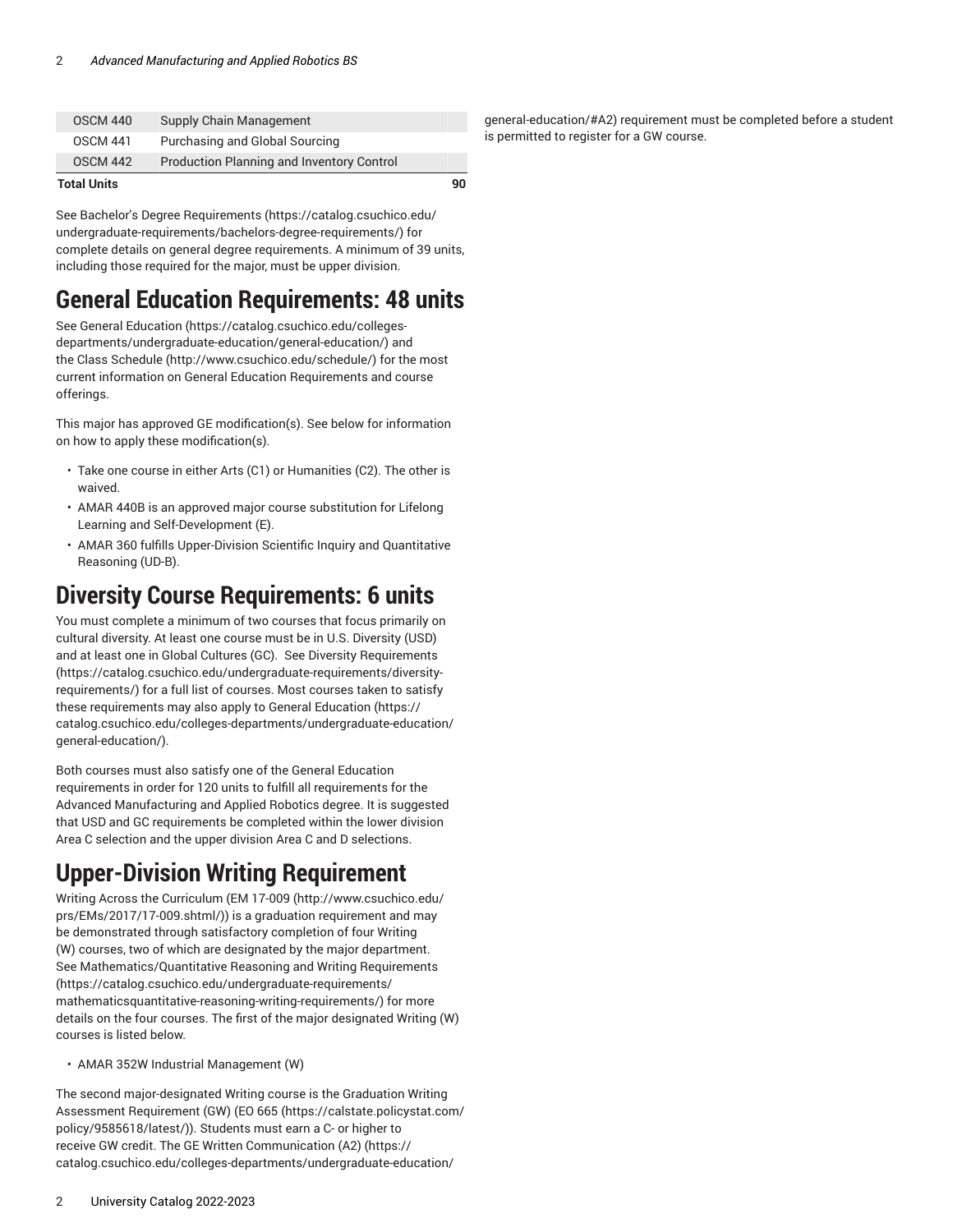| | | |
|---|---|---|
| OSCM 440 | Supply Chain Management | |
| OSCM 441 | Purchasing and Global Sourcing | |
| OSCM 442 | Production Planning and Inventory Control | |
| **Total Units** | | **90** |

See Bachelor's Degree Requirements (https://catalog.csuchico.edu/undergraduate-requirements/bachelors-degree-requirements/) for complete details on general degree requirements. A minimum of 39 units, including those required for the major, must be upper division.

# General Education Requirements: 48 units

See General Education (https://catalog.csuchico.edu/colleges-departments/undergraduate-education/general-education/) and the Class Schedule (http://www.csuchico.edu/schedule/) for the most current information on General Education Requirements and course offerings.

This major has approved GE modification(s). See below for information on how to apply these modification(s).

- Take one course in either Arts (C1) or Humanities (C2). The other is waived.
- AMAR 440B is an approved major course substitution for Lifelong Learning and Self-Development (E).
- AMAR 360 fulfills Upper-Division Scientific Inquiry and Quantitative Reasoning (UD-B).

# Diversity Course Requirements: 6 units

You must complete a minimum of two courses that focus primarily on cultural diversity. At least one course must be in U.S. Diversity (USD) and at least one in Global Cultures (GC). See Diversity Requirements (https://catalog.csuchico.edu/undergraduate-requirements/diversity-requirements/) for a full list of courses. Most courses taken to satisfy these requirements may also apply to General Education (https://catalog.csuchico.edu/colleges-departments/undergraduate-education/general-education/).

Both courses must also satisfy one of the General Education requirements in order for 120 units to fulfill all requirements for the Advanced Manufacturing and Applied Robotics degree. It is suggested that USD and GC requirements be completed within the lower division Area C selection and the upper division Area C and D selections.

# Upper-Division Writing Requirement

Writing Across the Curriculum (EM 17-009 (http://www.csuchico.edu/prs/EMs/2017/17-009.shtml/)) is a graduation requirement and may be demonstrated through satisfactory completion of four Writing (W) courses, two of which are designated by the major department. See Mathematics/Quantitative Reasoning and Writing Requirements (https://catalog.csuchico.edu/undergraduate-requirements/mathematicsquantitative-reasoning-writing-requirements/) for more details on the four courses. The first of the major designated Writing (W) courses is listed below.

- AMAR 352W Industrial Management (W)

The second major-designated Writing course is the Graduation Writing Assessment Requirement (GW) (EO 665 (https://calstate.policystat.com/policy/9585618/latest/)). Students must earn a C- or higher to receive GW credit. The GE Written Communication (A2) (https://catalog.csuchico.edu/colleges-departments/undergraduate-education/general-education/#A2) requirement must be completed before a student is permitted to register for a GW course.